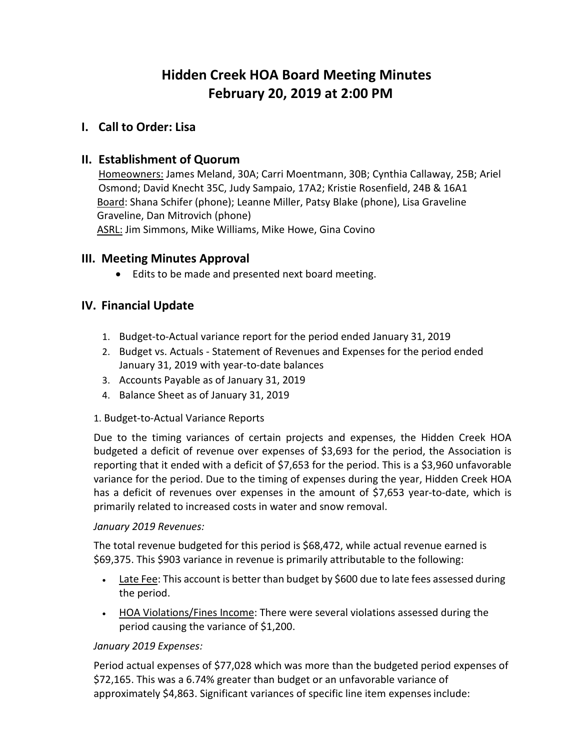# Hidden Creek HOA Board Meeting Minutes
# February 20, 2019 at 2:00 PM

## I. Call to Order: Lisa

## II. Establishment of Quorum

Homeowners: James Meland, 30A; Carri Moentmann, 30B; Cynthia Callaway, 25B; Ariel Osmond; David Knecht 35C, Judy Sampaio, 17A2; Kristie Rosenfield, 24B & 16A1
Board: Shana Schifer (phone); Leanne Miller, Patsy Blake (phone), Lisa Graveline Graveline, Dan Mitrovich (phone)
ASRL: Jim Simmons, Mike Williams, Mike Howe, Gina Covino

## III. Meeting Minutes Approval

- Edits to be made and presented next board meeting.

## IV. Financial Update

1. Budget-to-Actual variance report for the period ended January 31, 2019
2. Budget vs. Actuals - Statement of Revenues and Expenses for the period ended January 31, 2019 with year-to-date balances
3. Accounts Payable as of January 31, 2019
4. Balance Sheet as of January 31, 2019

1. Budget-to-Actual Variance Reports

Due to the timing variances of certain projects and expenses, the Hidden Creek HOA budgeted a deficit of revenue over expenses of $3,693 for the period, the Association is reporting that it ended with a deficit of $7,653 for the period. This is a $3,960 unfavorable variance for the period. Due to the timing of expenses during the year, Hidden Creek HOA has a deficit of revenues over expenses in the amount of $7,653 year-to-date, which is primarily related to increased costs in water and snow removal.

*January 2019 Revenues:*

The total revenue budgeted for this period is $68,472, while actual revenue earned is $69,375. This $903 variance in revenue is primarily attributable to the following:

- Late Fee: This account is better than budget by $600 due to late fees assessed during the period.
- HOA Violations/Fines Income: There were several violations assessed during the period causing the variance of $1,200.

*January 2019 Expenses:*

Period actual expenses of $77,028 which was more than the budgeted period expenses of $72,165. This was a 6.74% greater than budget or an unfavorable variance of approximately $4,863. Significant variances of specific line item expenses include: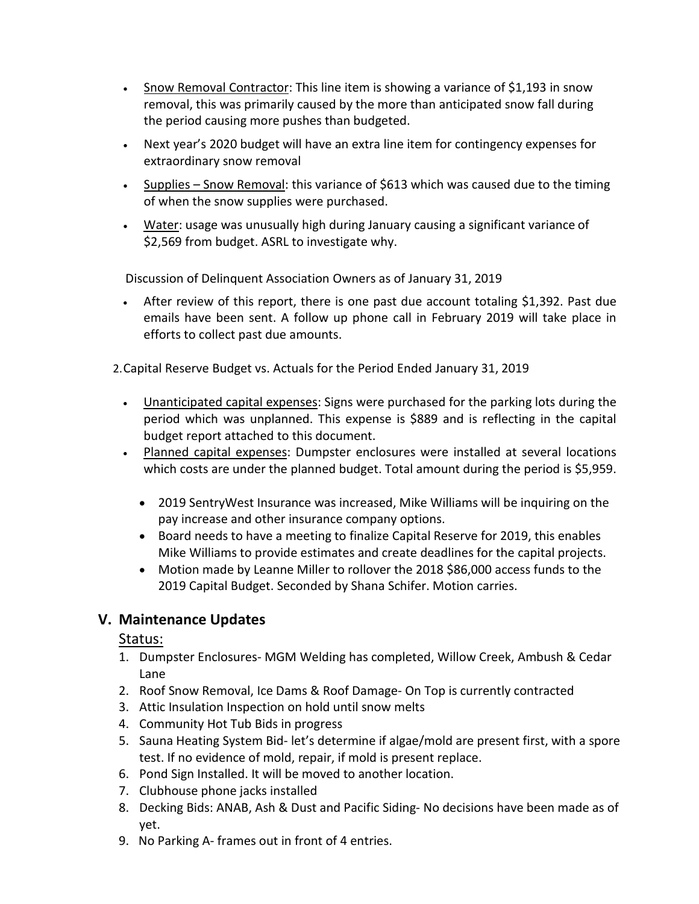- Snow Removal Contractor: This line item is showing a variance of $1,193 in snow removal, this was primarily caused by the more than anticipated snow fall during the period causing more pushes than budgeted.
- Next year's 2020 budget will have an extra line item for contingency expenses for extraordinary snow removal
- Supplies – Snow Removal: this variance of $613 which was caused due to the timing of when the snow supplies were purchased.
- Water: usage was unusually high during January causing a significant variance of $2,569 from budget. ASRL to investigate why.

Discussion of Delinquent Association Owners as of January 31, 2019

- After review of this report, there is one past due account totaling $1,392. Past due emails have been sent. A follow up phone call in February 2019 will take place in efforts to collect past due amounts.

2. Capital Reserve Budget vs. Actuals for the Period Ended January 31, 2019

- Unanticipated capital expenses: Signs were purchased for the parking lots during the period which was unplanned. This expense is $889 and is reflecting in the capital budget report attached to this document.
- Planned capital expenses: Dumpster enclosures were installed at several locations which costs are under the planned budget. Total amount during the period is $5,959.
  - 2019 SentryWest Insurance was increased, Mike Williams will be inquiring on the pay increase and other insurance company options.
  - Board needs to have a meeting to finalize Capital Reserve for 2019, this enables Mike Williams to provide estimates and create deadlines for the capital projects.
  - Motion made by Leanne Miller to rollover the 2018 $86,000 access funds to the 2019 Capital Budget. Seconded by Shana Schifer. Motion carries.

## V. Maintenance Updates

Status:

1. Dumpster Enclosures- MGM Welding has completed, Willow Creek, Ambush & Cedar Lane
2. Roof Snow Removal, Ice Dams & Roof Damage- On Top is currently contracted
3. Attic Insulation Inspection on hold until snow melts
4. Community Hot Tub Bids in progress
5. Sauna Heating System Bid- let's determine if algae/mold are present first, with a spore test. If no evidence of mold, repair, if mold is present replace.
6. Pond Sign Installed. It will be moved to another location.
7. Clubhouse phone jacks installed
8. Decking Bids: ANAB, Ash & Dust and Pacific Siding- No decisions have been made as of yet.
9. No Parking A- frames out in front of 4 entries.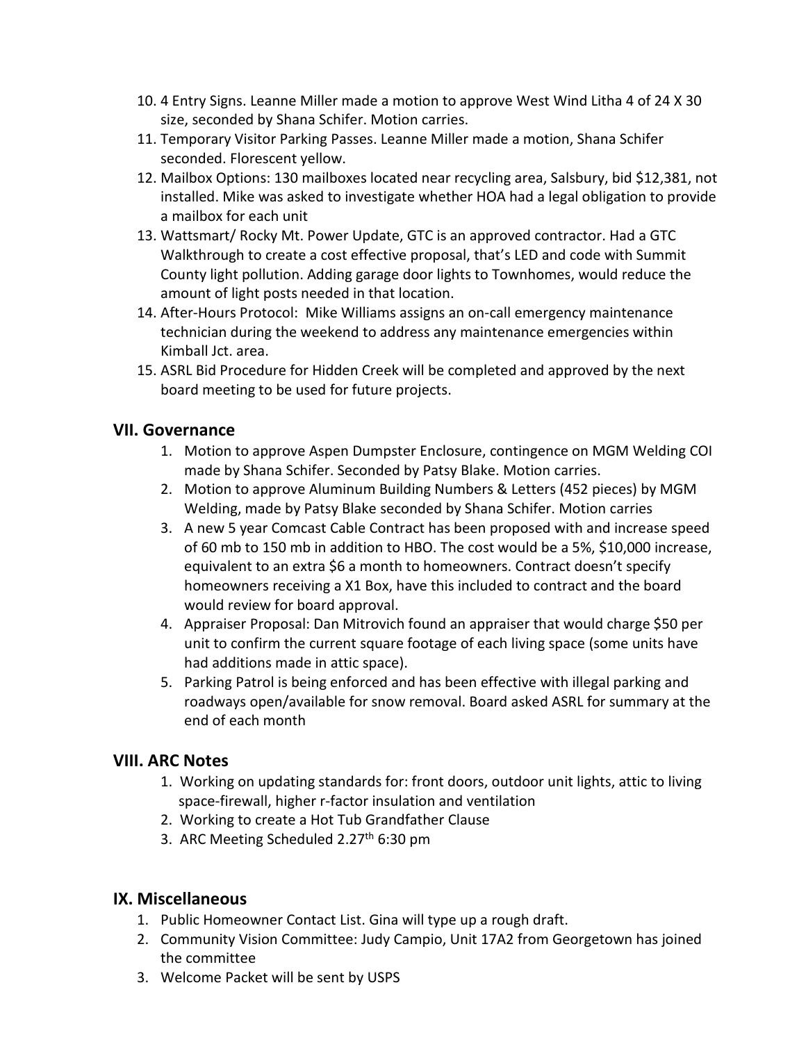10. 4 Entry Signs. Leanne Miller made a motion to approve West Wind Litha 4 of 24 X 30 size, seconded by Shana Schifer. Motion carries.
11. Temporary Visitor Parking Passes. Leanne Miller made a motion, Shana Schifer seconded. Florescent yellow.
12. Mailbox Options: 130 mailboxes located near recycling area, Salsbury, bid $12,381, not installed. Mike was asked to investigate whether HOA had a legal obligation to provide a mailbox for each unit
13. Wattsmart/ Rocky Mt. Power Update, GTC is an approved contractor. Had a GTC Walkthrough to create a cost effective proposal, that's LED and code with Summit County light pollution. Adding garage door lights to Townhomes, would reduce the amount of light posts needed in that location.
14. After-Hours Protocol: Mike Williams assigns an on-call emergency maintenance technician during the weekend to address any maintenance emergencies within Kimball Jct. area.
15. ASRL Bid Procedure for Hidden Creek will be completed and approved by the next board meeting to be used for future projects.

## VII. Governance

1. Motion to approve Aspen Dumpster Enclosure, contingence on MGM Welding COI made by Shana Schifer. Seconded by Patsy Blake. Motion carries.
2. Motion to approve Aluminum Building Numbers & Letters (452 pieces) by MGM Welding, made by Patsy Blake seconded by Shana Schifer. Motion carries
3. A new 5 year Comcast Cable Contract has been proposed with and increase speed of 60 mb to 150 mb in addition to HBO. The cost would be a 5%, $10,000 increase, equivalent to an extra $6 a month to homeowners. Contract doesn't specify homeowners receiving a X1 Box, have this included to contract and the board would review for board approval.
4. Appraiser Proposal: Dan Mitrovich found an appraiser that would charge $50 per unit to confirm the current square footage of each living space (some units have had additions made in attic space).
5. Parking Patrol is being enforced and has been effective with illegal parking and roadways open/available for snow removal. Board asked ASRL for summary at the end of each month

## VIII. ARC Notes

1. Working on updating standards for: front doors, outdoor unit lights, attic to living space-firewall, higher r-factor insulation and ventilation
2. Working to create a Hot Tub Grandfather Clause
3. ARC Meeting Scheduled 2.27th 6:30 pm

## IX. Miscellaneous

1. Public Homeowner Contact List. Gina will type up a rough draft.
2. Community Vision Committee: Judy Campio, Unit 17A2 from Georgetown has joined the committee
3. Welcome Packet will be sent by USPS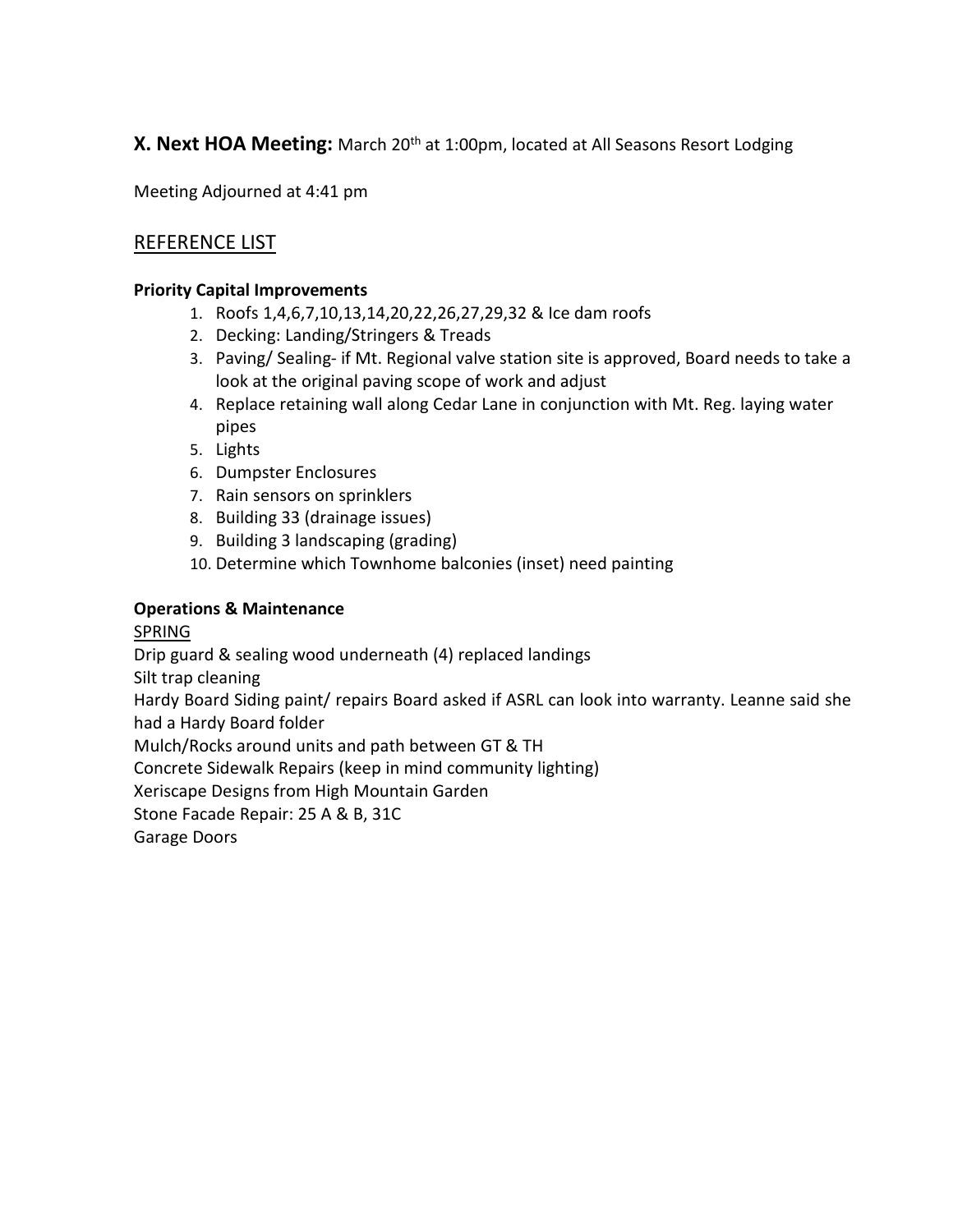**X. Next HOA Meeting:** March 20th at 1:00pm, located at All Seasons Resort Lodging

Meeting Adjourned at 4:41 pm

## REFERENCE LIST

**Priority Capital Improvements**

1. Roofs 1,4,6,7,10,13,14,20,22,26,27,29,32 & Ice dam roofs
2. Decking: Landing/Stringers & Treads
3. Paving/ Sealing- if Mt. Regional valve station site is approved, Board needs to take a look at the original paving scope of work and adjust
4. Replace retaining wall along Cedar Lane in conjunction with Mt. Reg. laying water pipes
5. Lights
6. Dumpster Enclosures
7. Rain sensors on sprinklers
8. Building 33 (drainage issues)
9. Building 3 landscaping (grading)
10. Determine which Townhome balconies (inset) need painting

**Operations & Maintenance**

SPRING

Drip guard & sealing wood underneath (4) replaced landings

Silt trap cleaning

Hardy Board Siding paint/ repairs Board asked if ASRL can look into warranty. Leanne said she had a Hardy Board folder

Mulch/Rocks around units and path between GT & TH

Concrete Sidewalk Repairs (keep in mind community lighting)

Xeriscape Designs from High Mountain Garden

Stone Facade Repair: 25 A & B, 31C

Garage Doors